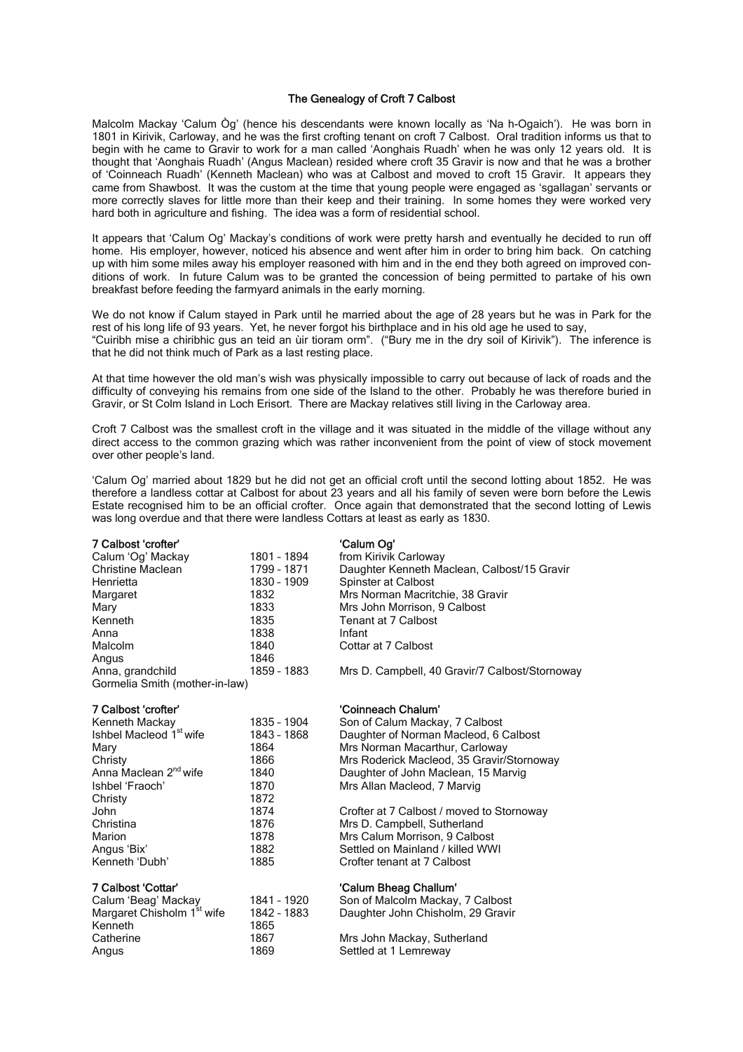## The Genealogy of Croft 7 Calbost

Malcolm Mackay 'Calum Òg' (hence his descendants were known locally as 'Na h-Ogaich'). He was born in 1801 in Kirivik, Carloway, and he was the first crofting tenant on croft 7 Calbost. Oral tradition informs us that to begin with he came to Gravir to work for a man called 'Aonghais Ruadh' when he was only 12 years old. It is thought that 'Aonghais Ruadh' (Angus Maclean) resided where croft 35 Gravir is now and that he was a brother of 'Coinneach Ruadh' (Kenneth Maclean) who was at Calbost and moved to croft 15 Gravir. It appears they came from Shawbost. It was the custom at the time that young people were engaged as 'sgallagan' servants or more correctly slaves for little more than their keep and their training. In some homes they were worked very hard both in agriculture and fishing. The idea was a form of residential school.

It appears that 'Calum Og' Mackay's conditions of work were pretty harsh and eventually he decided to run off home. His employer, however, noticed his absence and went after him in order to bring him back. On catching up with him some miles away his employer reasoned with him and in the end they both agreed on improved conditions of work. In future Calum was to be granted the concession of being permitted to partake of his own breakfast before feeding the farmyard animals in the early morning.

We do not know if Calum stayed in Park until he married about the age of 28 years but he was in Park for the rest of his long life of 93 years. Yet, he never forgot his birthplace and in his old age he used to say, "Cuiribh mise a chiribhic gus an teid an ùir tioram orm". ("Bury me in the dry soil of Kirivik"). The inference is that he did not think much of Park as a last resting place.

At that time however the old man's wish was physically impossible to carry out because of lack of roads and the difficulty of conveying his remains from one side of the Island to the other. Probably he was therefore buried in Gravir, or St Colm Island in Loch Erisort. There are Mackay relatives still living in the Carloway area.

Croft 7 Calbost was the smallest croft in the village and it was situated in the middle of the village without any direct access to the common grazing which was rather inconvenient from the point of view of stock movement over other people's land.

'Calum Og' married about 1829 but he did not get an official croft until the second lotting about 1852. He was therefore a landless cottar at Calbost for about 23 years and all his family of seven were born before the Lewis Estate recognised him to be an official crofter. Once again that demonstrated that the second lotting of Lewis was long overdue and that there were landless Cottars at least as early as 1830.

| **7 Calbost 'crofter'** | | **'Calum Og'** |
|---|---|---|
| Calum 'Og' Mackay | 1801 - 1894 | from Kirivik Carloway |
| Christine Maclean | 1799 - 1871 | Daughter Kenneth Maclean, Calbost/15 Gravir |
| Henrietta | 1830 - 1909 | Spinster at Calbost |
| Margaret | 1832 | Mrs Norman Macritchie, 38 Gravir |
| Mary | 1833 | Mrs John Morrison, 9 Calbost |
| Kenneth | 1835 | Tenant at 7 Calbost |
| Anna | 1838 | Infant |
| Malcolm | 1840 | Cottar at 7 Calbost |
| Angus | 1846 | |
| Anna, grandchild | 1859 - 1883 | Mrs D. Campbell, 40 Gravir/7 Calbost/Stornoway |
| Gormelia Smith (mother-in-law) | | |

| **7 Calbost 'crofter'** | | **'Coinneach Chalum'** |
|---|---|---|
| Kenneth Mackay | 1835 - 1904 | Son of Calum Mackay, 7 Calbost |
| Ishbel Macleod 1st wife | 1843 - 1868 | Daughter of Norman Macleod, 6 Calbost |
| Mary | 1864 | Mrs Norman Macarthur, Carloway |
| Christy | 1866 | Mrs Roderick Macleod, 35 Gravir/Stornoway |
| Anna Maclean 2nd wife | 1840 | Daughter of John Maclean, 15 Marvig |
| Ishbel 'Fraoch' | 1870 | Mrs Allan Macleod, 7 Marvig |
| Christy | 1872 | |
| John | 1874 | Crofter at 7 Calbost / moved to Stornoway |
| Christina | 1876 | Mrs D. Campbell, Sutherland |
| Marion | 1878 | Mrs Calum Morrison, 9 Calbost |
| Angus 'Bix' | 1882 | Settled on Mainland / killed WWI |
| Kenneth 'Dubh' | 1885 | Crofter tenant at 7 Calbost |

| **7 Calbost 'Cottar'** | | **'Calum Bheag Challum'** |
|---|---|---|
| Calum 'Beag' Mackay | 1841 - 1920 | Son of Malcolm Mackay, 7 Calbost |
| Margaret Chisholm 1st wife | 1842 - 1883 | Daughter John Chisholm, 29 Gravir |
| Kenneth | 1865 | |
| Catherine | 1867 | Mrs John Mackay, Sutherland |
| Angus | 1869 | Settled at 1 Lemreway |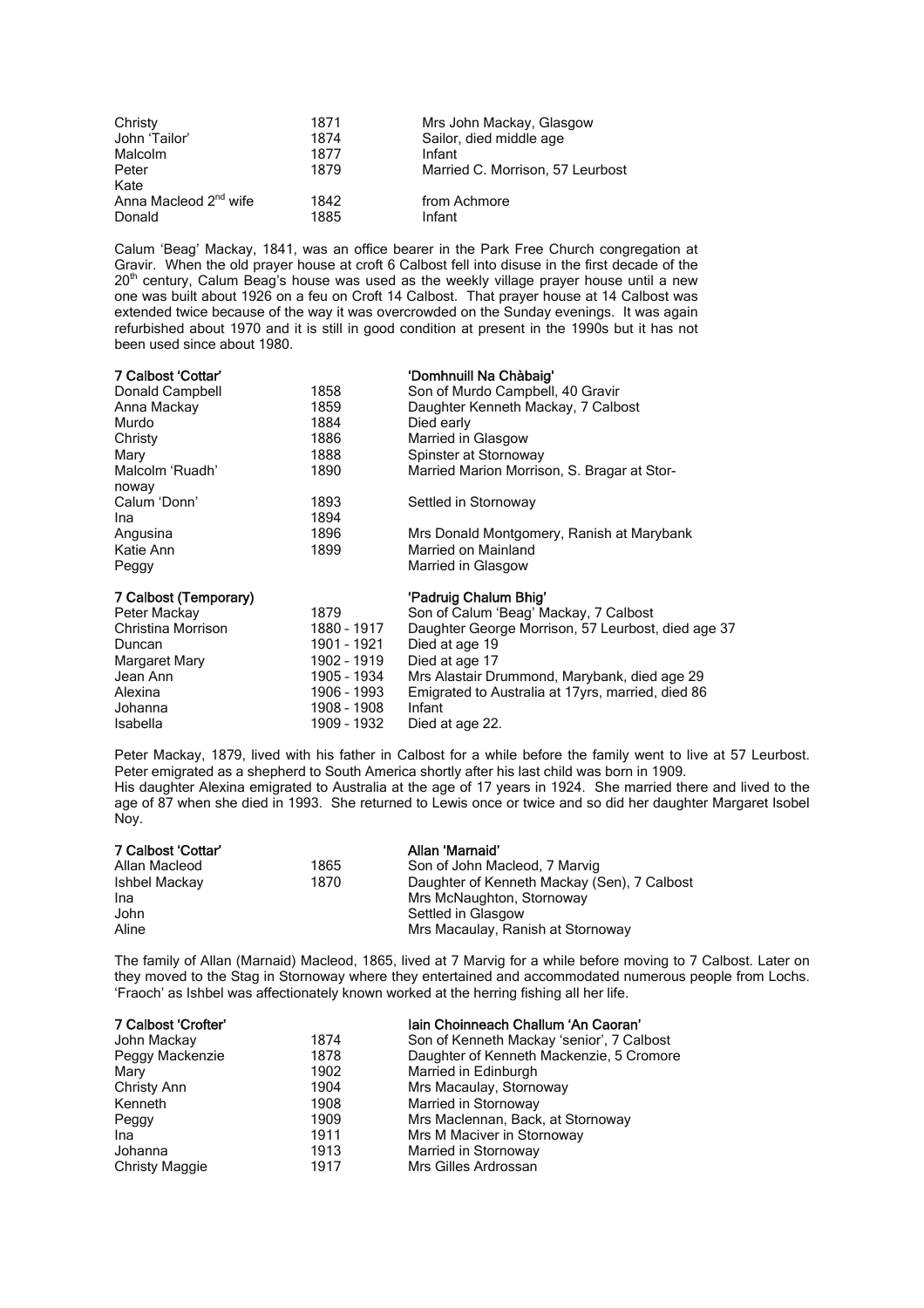| | | |
|---|---|---|
| Christy | 1871 | Mrs John Mackay, Glasgow |
| John 'Tailor' | 1874 | Sailor, died middle age |
| Malcolm | 1877 | Infant |
| Peter | 1879 | Married C. Morrison, 57 Leurbost |
| Kate | | |
| Anna Macleod 2nd wife | 1842 | from Achmore |
| Donald | 1885 | Infant |

Calum 'Beag' Mackay, 1841, was an office bearer in the Park Free Church congregation at Gravir. When the old prayer house at croft 6 Calbost fell into disuse in the first decade of the 20th century, Calum Beag's house was used as the weekly village prayer house until a new one was built about 1926 on a feu on Croft 14 Calbost. That prayer house at 14 Calbost was extended twice because of the way it was overcrowded on the Sunday evenings. It was again refurbished about 1970 and it is still in good condition at present in the 1990s but it has not been used since about 1980.

| **7 Calbost 'Cottar'** | | **'Domhnuill Na Chàbaig'** |
|---|---|---|
| Donald Campbell | 1858 | Son of Murdo Campbell, 40 Gravir |
| Anna Mackay | 1859 | Daughter Kenneth Mackay, 7 Calbost |
| Murdo | 1884 | Died early |
| Christy | 1886 | Married in Glasgow |
| Mary | 1888 | Spinster at Stornoway |
| Malcolm 'Ruadh' | 1890 | Married Marion Morrison, S. Bragar at Stornoway |
| Calum 'Donn' | 1893 | Settled in Stornoway |
| Ina | 1894 | |
| Angusina | 1896 | Mrs Donald Montgomery, Ranish at Marybank |
| Katie Ann | 1899 | Married on Mainland |
| Peggy | | Married in Glasgow |

| **7 Calbost (Temporary)** | | **'Padruig Chalum Bhig'** |
|---|---|---|
| Peter Mackay | 1879 | Son of Calum 'Beag' Mackay, 7 Calbost |
| Christina Morrison | 1880 - 1917 | Daughter George Morrison, 57 Leurbost, died age 37 |
| Duncan | 1901 - 1921 | Died at age 19 |
| Margaret Mary | 1902 - 1919 | Died at age 17 |
| Jean Ann | 1905 - 1934 | Mrs Alastair Drummond, Marybank, died age 29 |
| Alexina | 1906 - 1993 | Emigrated to Australia at 17yrs, married, died 86 |
| Johanna | 1908 - 1908 | Infant |
| Isabella | 1909 - 1932 | Died at age 22. |

Peter Mackay, 1879, lived with his father in Calbost for a while before the family went to live at 57 Leurbost. Peter emigrated as a shepherd to South America shortly after his last child was born in 1909.
His daughter Alexina emigrated to Australia at the age of 17 years in 1924. She married there and lived to the age of 87 when she died in 1993. She returned to Lewis once or twice and so did her daughter Margaret Isobel Noy.

| **7 Calbost 'Cottar'** | | **Allan 'Marnaid'** |
|---|---|---|
| Allan Macleod | 1865 | Son of John Macleod, 7 Marvig |
| Ishbel Mackay | 1870 | Daughter of Kenneth Mackay (Sen), 7 Calbost |
| Ina | | Mrs McNaughton, Stornoway |
| John | | Settled in Glasgow |
| Aline | | Mrs Macaulay, Ranish at Stornoway |

The family of Allan (Marnaid) Macleod, 1865, lived at 7 Marvig for a while before moving to 7 Calbost. Later on they moved to the Stag in Stornoway where they entertained and accommodated numerous people from Lochs. 'Fraoch' as Ishbel was affectionately known worked at the herring fishing all her life.

| **7 Calbost 'Crofter'** | | **Iain Choinneach Challum 'An Caoran'** |
|---|---|---|
| John Mackay | 1874 | Son of Kenneth Mackay 'senior', 7 Calbost |
| Peggy Mackenzie | 1878 | Daughter of Kenneth Mackenzie, 5 Cromore |
| Mary | 1902 | Married in Edinburgh |
| Christy Ann | 1904 | Mrs Macaulay, Stornoway |
| Kenneth | 1908 | Married in Stornoway |
| Peggy | 1909 | Mrs Maclennan, Back, at Stornoway |
| Ina | 1911 | Mrs M Maciver in Stornoway |
| Johanna | 1913 | Married in Stornoway |
| Christy Maggie | 1917 | Mrs Gilles Ardrossan |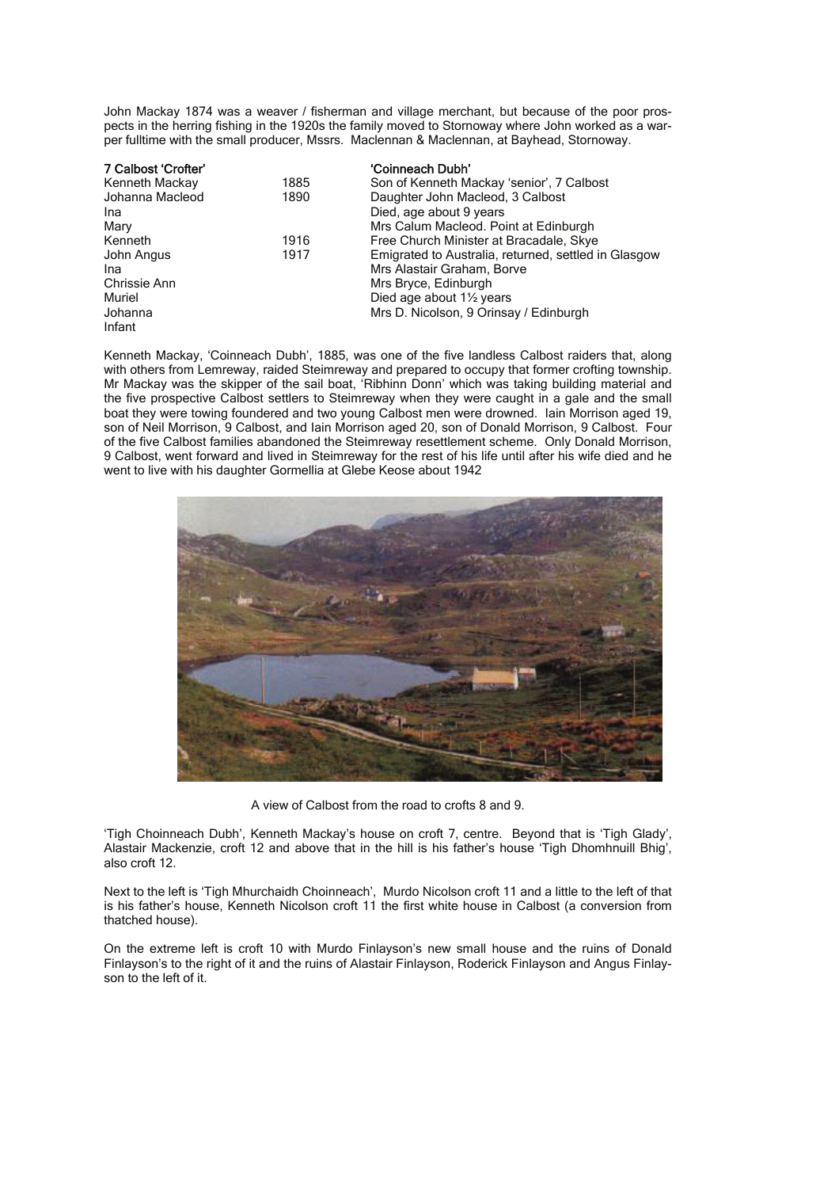John Mackay 1874 was a weaver / fisherman and village merchant, but because of the poor prospects in the herring fishing in the 1920s the family moved to Stornoway where John worked as a warper fulltime with the small producer, Mssrs. Maclennan & Maclennan, at Bayhead, Stornoway.

| **7 Calbost 'Crofter'** | | **'Coinneach Dubh'** |
|---|---|---|
| Kenneth Mackay | 1885 | Son of Kenneth Mackay 'senior', 7 Calbost |
| Johanna Macleod | 1890 | Daughter John Macleod, 3 Calbost |
| Ina | | Died, age about 9 years |
| Mary | | Mrs Calum Macleod. Point at Edinburgh |
| Kenneth | 1916 | Free Church Minister at Bracadale, Skye |
| John Angus | 1917 | Emigrated to Australia, returned, settled in Glasgow |
| Ina | | Mrs Alastair Graham, Borve |
| Chrissie Ann | | Mrs Bryce, Edinburgh |
| Muriel | | Died age about 1½ years |
| Johanna | | Mrs D. Nicolson, 9 Orinsay / Edinburgh |
| Infant | | |

Kenneth Mackay, 'Coinneach Dubh', 1885, was one of the five landless Calbost raiders that, along with others from Lemreway, raided Steimreway and prepared to occupy that former crofting township. Mr Mackay was the skipper of the sail boat, 'Ribhinn Donn' which was taking building material and the five prospective Calbost settlers to Steimreway when they were caught in a gale and the small boat they were towing foundered and two young Calbost men were drowned. Iain Morrison aged 19, son of Neil Morrison, 9 Calbost, and Iain Morrison aged 20, son of Donald Morrison, 9 Calbost. Four of the five Calbost families abandoned the Steimreway resettlement scheme. Only Donald Morrison, 9 Calbost, went forward and lived in Steimreway for the rest of his life until after his wife died and he went to live with his daughter Gormellia at Glebe Keose about 1942

A view of Calbost from the road to crofts 8 and 9.

'Tigh Choinneach Dubh', Kenneth Mackay's house on croft 7, centre. Beyond that is 'Tigh Glady', Alastair Mackenzie, croft 12 and above that in the hill is his father's house 'Tigh Dhomhnuill Bhig', also croft 12.

Next to the left is 'Tigh Mhurchaidh Choinneach', Murdo Nicolson croft 11 and a little to the left of that is his father's house, Kenneth Nicolson croft 11 the first white house in Calbost (a conversion from thatched house).

On the extreme left is croft 10 with Murdo Finlayson's new small house and the ruins of Donald Finlayson's to the right of it and the ruins of Alastair Finlayson, Roderick Finlayson and Angus Finlayson to the left of it.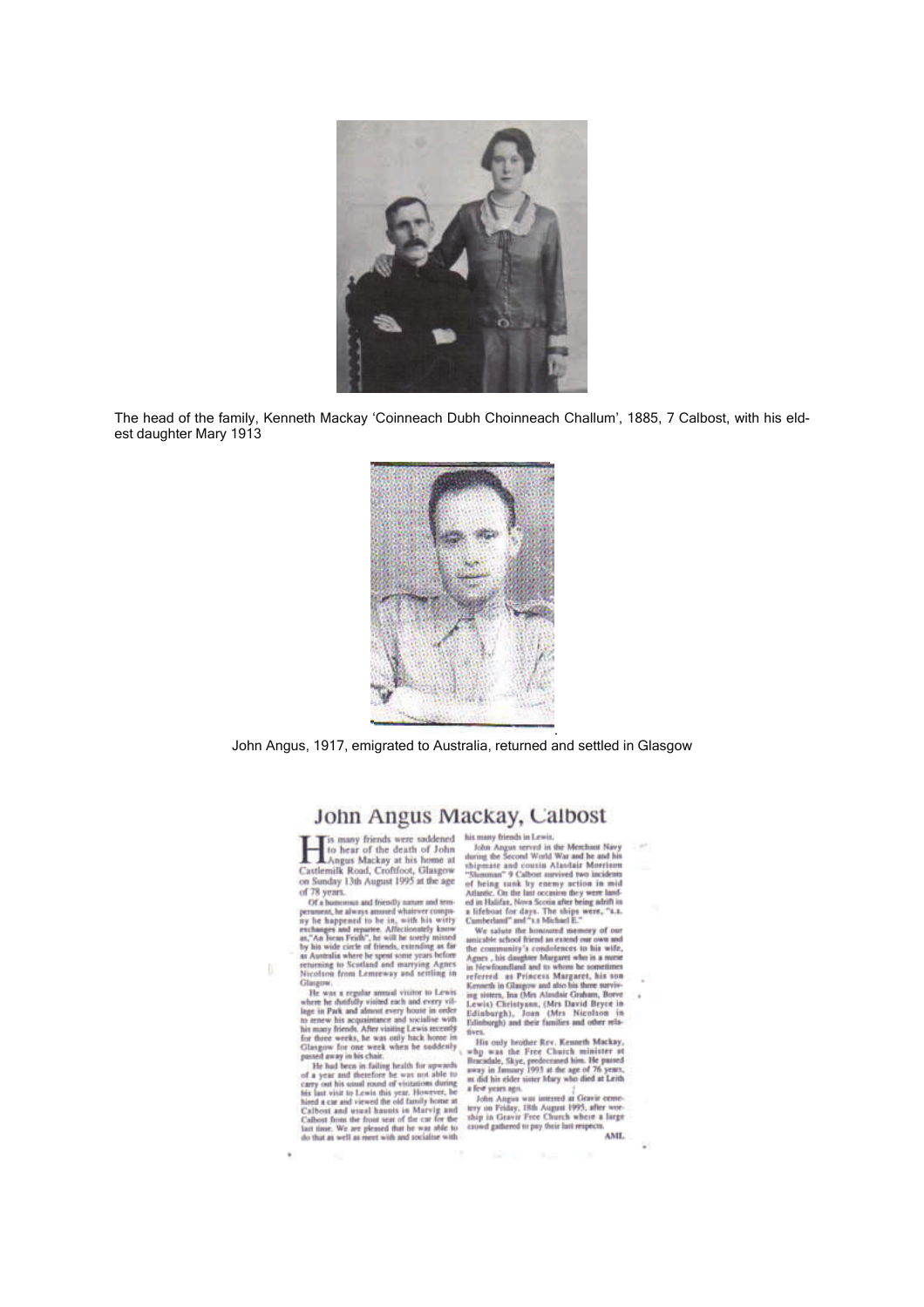The head of the family, Kenneth Mackay 'Coinneach Dubh Choinneach Challum', 1885, 7 Calbost, with his eldest daughter Mary 1913

John Angus, 1917, emigrated to Australia, returned and settled in Glasgow

# John Angus Mackay, Calbost

His many friends were saddened to hear of the death of John Angus Mackay at his home at Castlemilk Road, Croftfoot, Glasgow on Sunday 13th August 1995 at the age of 78 years.

Of a humorous and friendly nature and temperament, he always amused whatever company he happened to be in, with his witty exchanges and repartee. Affectionately know as,"An Iocan Frоdh", he will be sorely missed by his wide circle of friends, extending as far as Australia where he spent some years before returning to Scotland and marrying Agnes Nicolson from Lemreway and settling in Glasgow.

He was a regular annual visitor to Lewis where he dutifully visited each and every village in Park and almost every house in order to renew his acquaintance and socialise with his many friends. After visiting Lewis recently for three weeks, he was only back home in Glasgow for one week when he suddenly passed away in his chair.

He had been in failing health for upwards of a year and therefore he was not able to carry out his usual round of visitations during his last visit to Lewis this year. However, he hired a car and viewed the old family home at Calbost and usual haunts in Marvig and Calbost from the front seat of the car for the last time. We are pleased that he was able to do that as well as meet with and socialise with his many friends in Lewis.

John Angus served in the Merchant Navy during the Second World War and he and his shipmate and cousin Alasdair Morrison "Slumman" 9 Calbost survived two incidents of being sunk by enemy action in mid Atlantic. On the last occasion they were landed in Halifax, Nova Scotia after being adrift in a lifeboat for days. The ships were, "s.s. Cumberland" and "s.s Michael E."

We salute the honoured memory of our amicable school friend an extend our own and the community's condolences to his wife, Agnes , his daughter Margaret who is a nurse in Newfoundland and to whom he sometimes referred as Princess Margaret, his son Kenneth in Glasgow and also his three surviving sisters, Ina (Mrs Alasdair Graham, Borve Lewis) Christyann, (Mrs David Bryce in Edinburgh), Joan (Mrs Nicolson in Edinburgh) and their families and other relatives.

His only brother Rev. Kenneth Mackay, who was the Free Church minister at Bracadale, Skye, predeceased him. He passed away in January 1993 at the age of 76 years, as did his elder sister Mary who died at Leith a few years ago.

John Angus was interred at Gravir cemetery on Friday, 18th August 1995, after worship in Gravir Free Church where a large crowd gathered to pay their last respects.

AML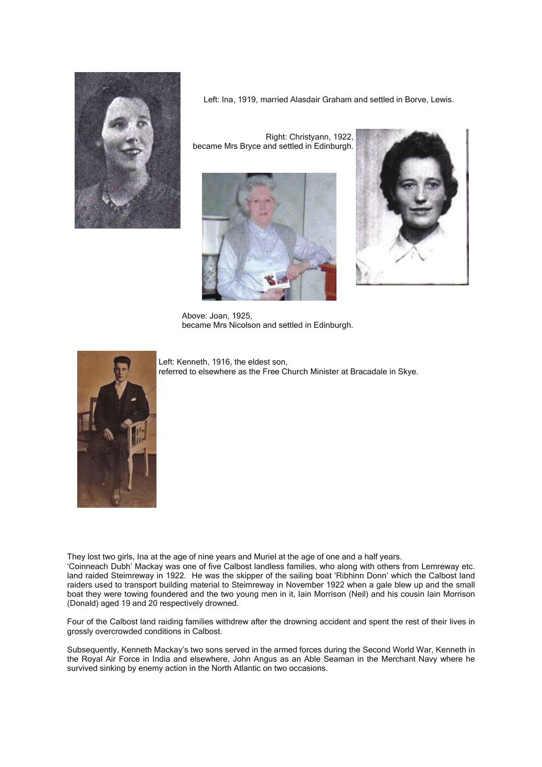Left: Ina, 1919, married Alasdair Graham and settled in Borve, Lewis.

Right: Christyann, 1922, became Mrs Bryce and settled in Edinburgh.

Above: Joan, 1925, became Mrs Nicolson and settled in Edinburgh.

Left: Kenneth, 1916, the eldest son, referred to elsewhere as the Free Church Minister at Bracadale in Skye.

They lost two girls, Ina at the age of nine years and Muriel at the age of one and a half years.
'Coinneach Dubh' Mackay was one of five Calbost landless families, who along with others from Lemreway etc. land raided Steimreway in 1922. He was the skipper of the sailing boat 'Ribhinn Donn' which the Calbost land raiders used to transport building material to Steimreway in November 1922 when a gale blew up and the small boat they were towing foundered and the two young men in it, Iain Morrison (Neil) and his cousin Iain Morrison (Donald) aged 19 and 20 respectively drowned.

Four of the Calbost land raiding families withdrew after the drowning accident and spent the rest of their lives in grossly overcrowded conditions in Calbost.

Subsequently, Kenneth Mackay's two sons served in the armed forces during the Second World War, Kenneth in the Royal Air Force in India and elsewhere, John Angus as an Able Seaman in the Merchant Navy where he survived sinking by enemy action in the North Atlantic on two occasions.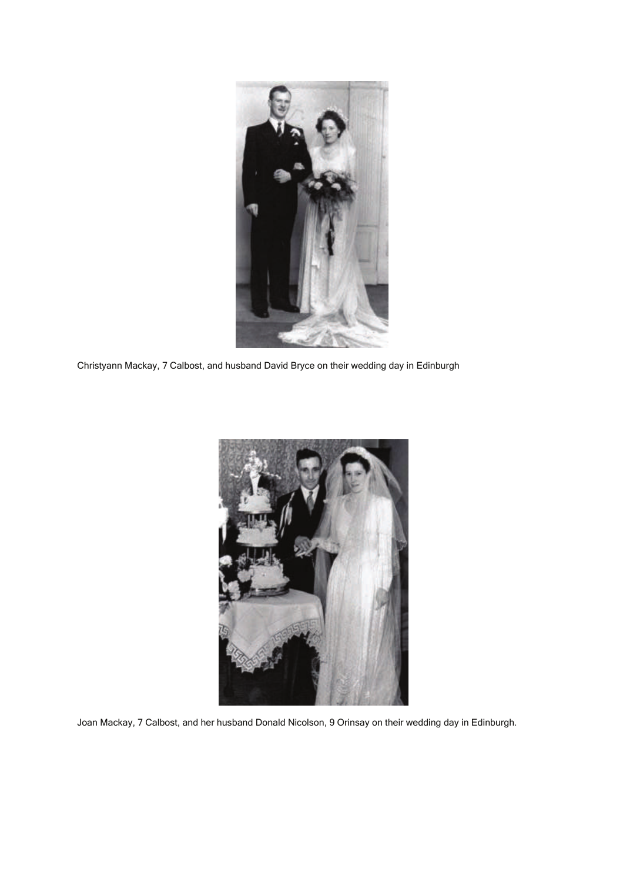Christyann Mackay, 7 Calbost, and husband David Bryce on their wedding day in Edinburgh

Joan Mackay, 7 Calbost, and her husband Donald Nicolson, 9 Orinsay on their wedding day in Edinburgh.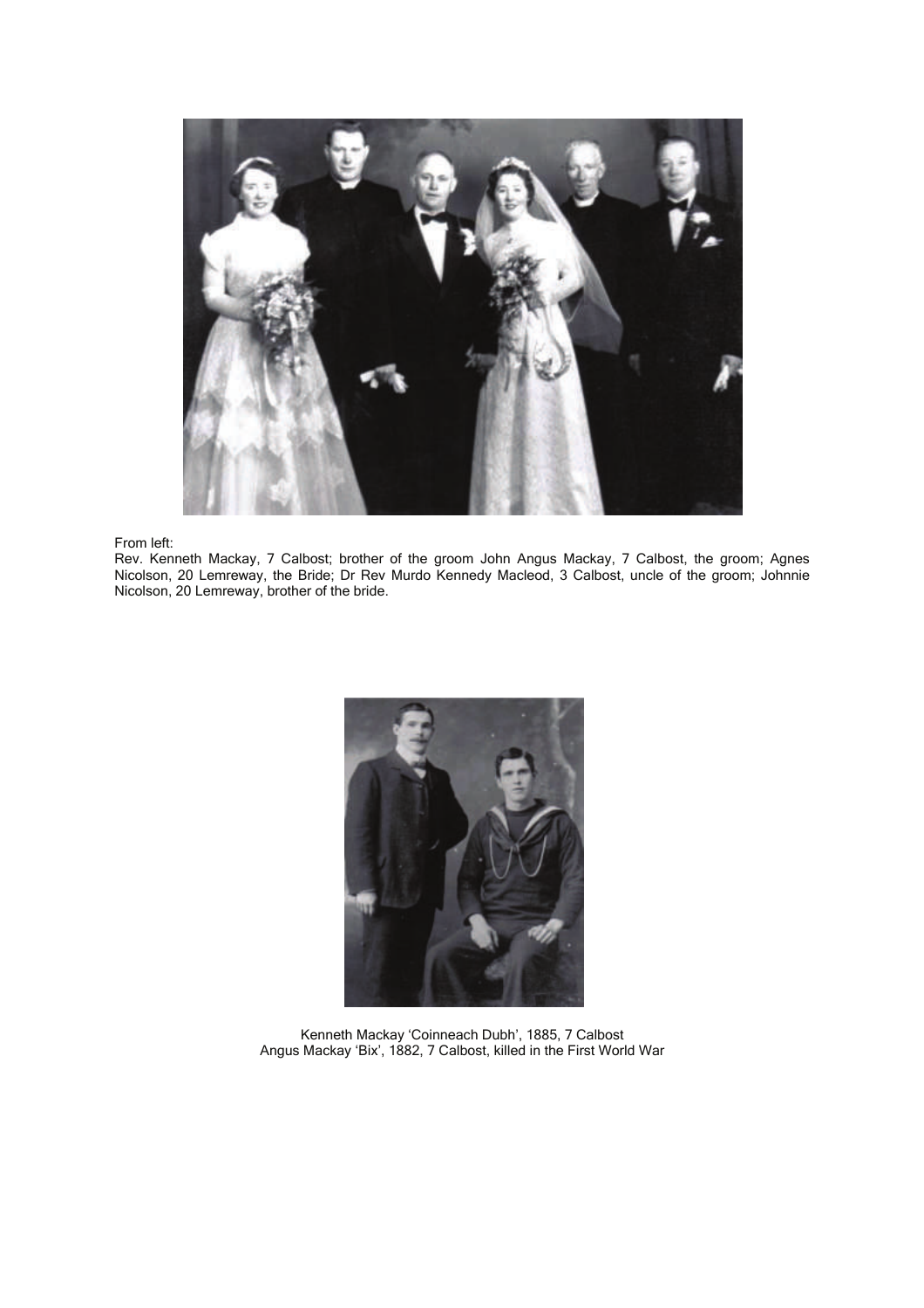From left:

Rev. Kenneth Mackay, 7 Calbost; brother of the groom John Angus Mackay, 7 Calbost, the groom; Agnes Nicolson, 20 Lemreway, the Bride; Dr Rev Murdo Kennedy Macleod, 3 Calbost, uncle of the groom; Johnnie Nicolson, 20 Lemreway, brother of the bride.

Kenneth Mackay 'Coinneach Dubh', 1885, 7 Calbost
Angus Mackay 'Bix', 1882, 7 Calbost, killed in the First World War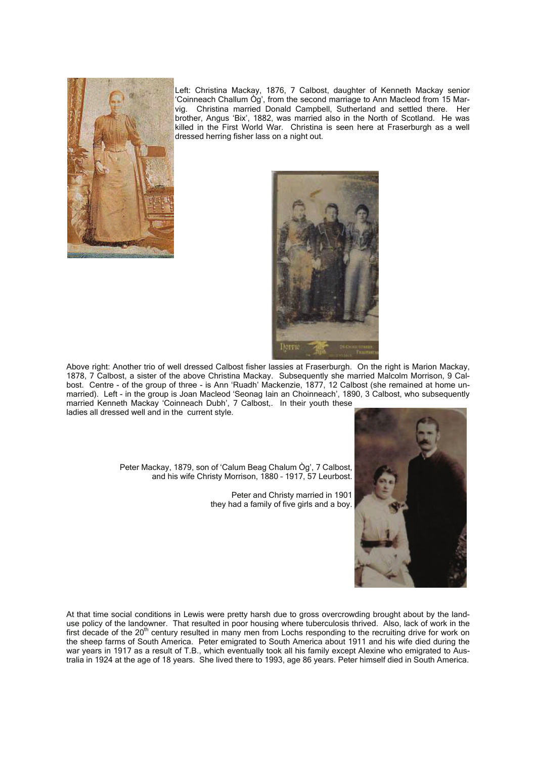Left: Christina Mackay, 1876, 7 Calbost, daughter of Kenneth Mackay senior 'Coinneach Challum Òg', from the second marriage to Ann Macleod from 15 Marvig. Christina married Donald Campbell, Sutherland and settled there. Her brother, Angus 'Bix', 1882, was married also in the North of Scotland. He was killed in the First World War. Christina is seen here at Fraserburgh as a well dressed herring fisher lass on a night out.

Above right: Another trio of well dressed Calbost fisher lassies at Fraserburgh. On the right is Marion Mackay, 1878, 7 Calbost, a sister of the above Christina Mackay. Subsequently she married Malcolm Morrison, 9 Calbost. Centre - of the group of three - is Ann 'Ruadh' Mackenzie, 1877, 12 Calbost (she remained at home unmarried). Left - in the group is Joan Macleod 'Seonag Iain an Choinneach', 1890, 3 Calbost, who subsequently married Kenneth Mackay 'Coinneach Dubh', 7 Calbost,. In their youth these ladies all dressed well and in the current style.

Peter Mackay, 1879, son of 'Calum Beag Chalum Òg', 7 Calbost, and his wife Christy Morrison, 1880 – 1917, 57 Leurbost.

Peter and Christy married in 1901 they had a family of five girls and a boy.

At that time social conditions in Lewis were pretty harsh due to gross overcrowding brought about by the land-use policy of the landowner. That resulted in poor housing where tuberculosis thrived. Also, lack of work in the first decade of the 20th century resulted in many men from Lochs responding to the recruiting drive for work on the sheep farms of South America. Peter emigrated to South America about 1911 and his wife died during the war years in 1917 as a result of T.B., which eventually took all his family except Alexine who emigrated to Australia in 1924 at the age of 18 years. She lived there to 1993, age 86 years. Peter himself died in South America.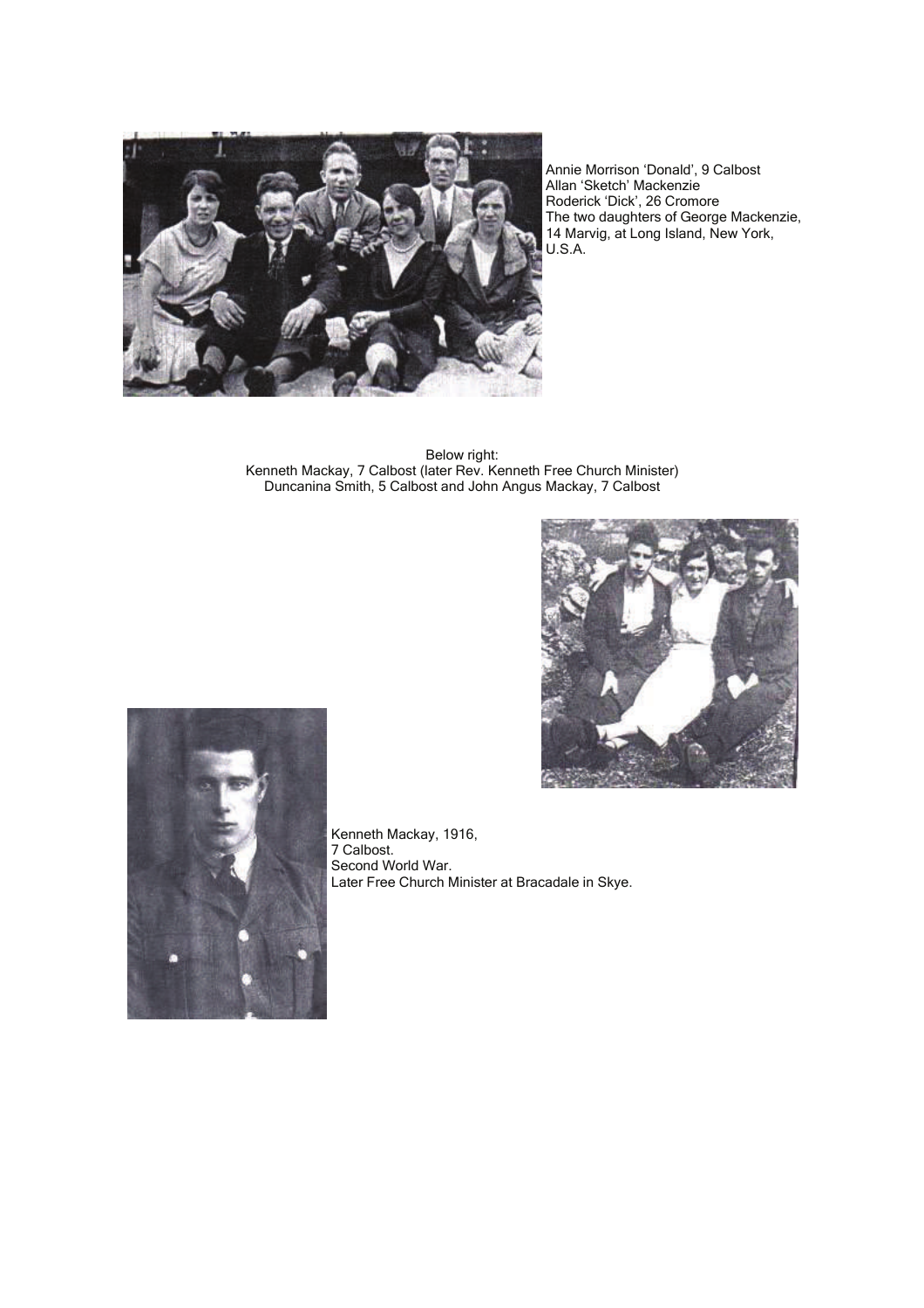Annie Morrison 'Donald', 9 Calbost
Allan 'Sketch' Mackenzie
Roderick 'Dick', 26 Cromore
The two daughters of George Mackenzie, 14 Marvig, at Long Island, New York, U.S.A.

Below right:
Kenneth Mackay, 7 Calbost (later Rev. Kenneth Free Church Minister)
Duncanina Smith, 5 Calbost and John Angus Mackay, 7 Calbost

Kenneth Mackay, 1916,
7 Calbost.
Second World War.
Later Free Church Minister at Bracadale in Skye.